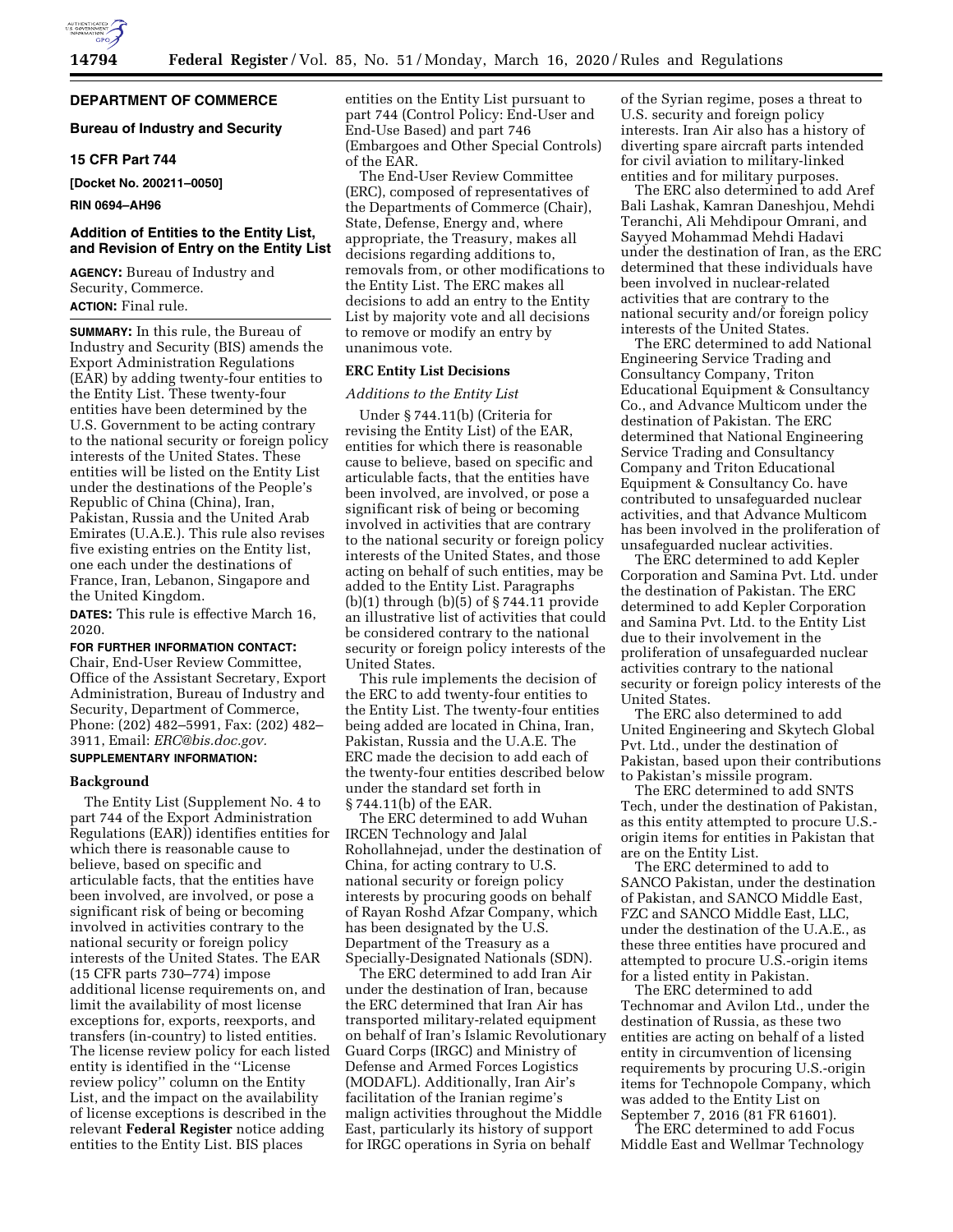## DEPARTMENT OF COMMERCE

### Bureau of Industry and Security

### 15 CFR Part 744

**[Docket No. 200211–0050]**

**RIN 0694–AH96**

## Addition of Entities to the Entity List, and Revision of Entry on the Entity List

**AGENCY:** Bureau of Industry and Security, Commerce.

**ACTION:** Final rule.

**SUMMARY:** In this rule, the Bureau of Industry and Security (BIS) amends the Export Administration Regulations (EAR) by adding twenty-four entities to the Entity List. These twenty-four entities have been determined by the U.S. Government to be acting contrary to the national security or foreign policy interests of the United States. These entities will be listed on the Entity List under the destinations of the People's Republic of China (China), Iran, Pakistan, Russia and the United Arab Emirates (U.A.E.). This rule also revises five existing entries on the Entity list, one each under the destinations of France, Iran, Lebanon, Singapore and the United Kingdom.

**DATES:** This rule is effective March 16, 2020.

**FOR FURTHER INFORMATION CONTACT:** Chair, End-User Review Committee, Office of the Assistant Secretary, Export Administration, Bureau of Industry and Security, Department of Commerce, Phone: (202) 482–5991, Fax: (202) 482–3911, Email: *ERC@bis.doc.gov.*

**SUPPLEMENTARY INFORMATION:**

### Background

The Entity List (Supplement No. 4 to part 744 of the Export Administration Regulations (EAR)) identifies entities for which there is reasonable cause to believe, based on specific and articulable facts, that the entities have been involved, are involved, or pose a significant risk of being or becoming involved in activities contrary to the national security or foreign policy interests of the United States. The EAR (15 CFR parts 730–774) impose additional license requirements on, and limit the availability of most license exceptions for, exports, reexports, and transfers (in-country) to listed entities. The license review policy for each listed entity is identified in the ''License review policy'' column on the Entity List, and the impact on the availability of license exceptions is described in the relevant **Federal Register** notice adding entities to the Entity List. BIS places entities on the Entity List pursuant to part 744 (Control Policy: End-User and End-Use Based) and part 746 (Embargoes and Other Special Controls) of the EAR.

The End-User Review Committee (ERC), composed of representatives of the Departments of Commerce (Chair), State, Defense, Energy and, where appropriate, the Treasury, makes all decisions regarding additions to, removals from, or other modifications to the Entity List. The ERC makes all decisions to add an entry to the Entity List by majority vote and all decisions to remove or modify an entry by unanimous vote.

### ERC Entity List Decisions

*Additions to the Entity List*

Under § 744.11(b) (Criteria for revising the Entity List) of the EAR, entities for which there is reasonable cause to believe, based on specific and articulable facts, that the entities have been involved, are involved, or pose a significant risk of being or becoming involved in activities that are contrary to the national security or foreign policy interests of the United States, and those acting on behalf of such entities, may be added to the Entity List. Paragraphs (b)(1) through (b)(5) of § 744.11 provide an illustrative list of activities that could be considered contrary to the national security or foreign policy interests of the United States.

This rule implements the decision of the ERC to add twenty-four entities to the Entity List. The twenty-four entities being added are located in China, Iran, Pakistan, Russia and the U.A.E. The ERC made the decision to add each of the twenty-four entities described below under the standard set forth in § 744.11(b) of the EAR.

The ERC determined to add Wuhan IRCEN Technology and Jalal Rohollahnejad, under the destination of China, for acting contrary to U.S. national security or foreign policy interests by procuring goods on behalf of Rayan Roshd Afzar Company, which has been designated by the U.S. Department of the Treasury as a Specially-Designated Nationals (SDN).

The ERC determined to add Iran Air under the destination of Iran, because the ERC determined that Iran Air has transported military-related equipment on behalf of Iran's Islamic Revolutionary Guard Corps (IRGC) and Ministry of Defense and Armed Forces Logistics (MODAFL). Additionally, Iran Air's facilitation of the Iranian regime's malign activities throughout the Middle East, particularly its history of support for IRGC operations in Syria on behalf of the Syrian regime, poses a threat to U.S. security and foreign policy interests. Iran Air also has a history of diverting spare aircraft parts intended for civil aviation to military-linked entities and for military purposes.

The ERC also determined to add Aref Bali Lashak, Kamran Daneshjou, Mehdi Teranchi, Ali Mehdipour Omrani, and Sayyed Mohammad Mehdi Hadavi under the destination of Iran, as the ERC determined that these individuals have been involved in nuclear-related activities that are contrary to the national security and/or foreign policy interests of the United States.

The ERC determined to add National Engineering Service Trading and Consultancy Company, Triton Educational Equipment & Consultancy Co., and Advance Multicom under the destination of Pakistan. The ERC determined that National Engineering Service Trading and Consultancy Company and Triton Educational Equipment & Consultancy Co. have contributed to unsafeguarded nuclear activities, and that Advance Multicom has been involved in the proliferation of unsafeguarded nuclear activities.

The ERC determined to add Kepler Corporation and Samina Pvt. Ltd. under the destination of Pakistan. The ERC determined to add Kepler Corporation and Samina Pvt. Ltd. to the Entity List due to their involvement in the proliferation of unsafeguarded nuclear activities contrary to the national security or foreign policy interests of the United States.

The ERC also determined to add United Engineering and Skytech Global Pvt. Ltd., under the destination of Pakistan, based upon their contributions to Pakistan's missile program.

The ERC determined to add SNTS Tech, under the destination of Pakistan, as this entity attempted to procure U.S.-origin items for entities in Pakistan that are on the Entity List.

The ERC determined to add to SANCO Pakistan, under the destination of Pakistan, and SANCO Middle East, FZC and SANCO Middle East, LLC, under the destination of the U.A.E., as these three entities have procured and attempted to procure U.S.-origin items for a listed entity in Pakistan.

The ERC determined to add Technomar and Avilon Ltd., under the destination of Russia, as these two entities are acting on behalf of a listed entity in circumvention of licensing requirements by procuring U.S.-origin items for Technopole Company, which was added to the Entity List on September 7, 2016 (81 FR 61601).

The ERC determined to add Focus Middle East and Wellmar Technology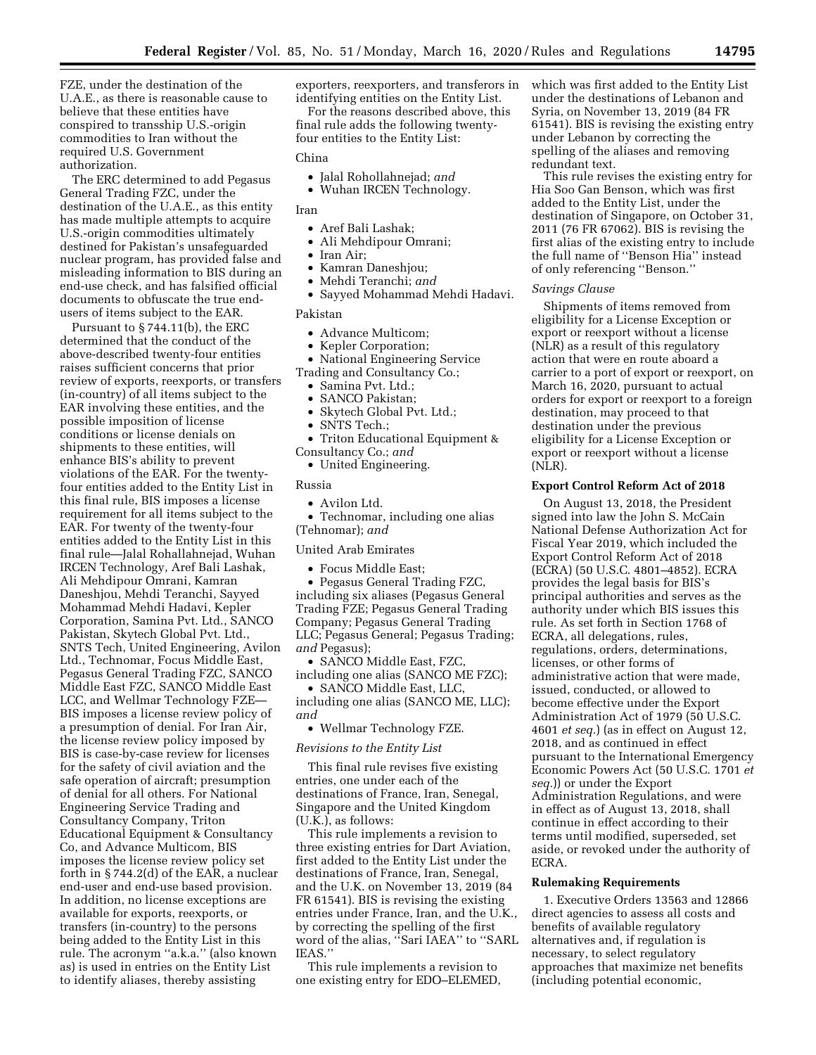FZE, under the destination of the U.A.E., as there is reasonable cause to believe that these entities have conspired to transship U.S.-origin commodities to Iran without the required U.S. Government authorization.

The ERC determined to add Pegasus General Trading FZC, under the destination of the U.A.E., as this entity has made multiple attempts to acquire U.S.-origin commodities ultimately destined for Pakistan's unsafeguarded nuclear program, has provided false and misleading information to BIS during an end-use check, and has falsified official documents to obfuscate the true end-users of items subject to the EAR.

Pursuant to § 744.11(b), the ERC determined that the conduct of the above-described twenty-four entities raises sufficient concerns that prior review of exports, reexports, or transfers (in-country) of all items subject to the EAR involving these entities, and the possible imposition of license conditions or license denials on shipments to these entities, will enhance BIS's ability to prevent violations of the EAR. For the twenty-four entities added to the Entity List in this final rule, BIS imposes a license requirement for all items subject to the EAR. For twenty of the twenty-four entities added to the Entity List in this final rule—Jalal Rohollahnejad, Wuhan IRCEN Technology, Aref Bali Lashak, Ali Mehdipour Omrani, Kamran Daneshjou, Mehdi Teranchi, Sayyed Mohammad Mehdi Hadavi, Kepler Corporation, Samina Pvt. Ltd., SANCO Pakistan, Skytech Global Pvt. Ltd., SNTS Tech, United Engineering, Avilon Ltd., Technomar, Focus Middle East, Pegasus General Trading FZC, SANCO Middle East FZC, SANCO Middle East LCC, and Wellmar Technology FZE—BIS imposes a license review policy of a presumption of denial. For Iran Air, the license review policy imposed by BIS is case-by-case review for licenses for the safety of civil aviation and the safe operation of aircraft; presumption of denial for all others. For National Engineering Service Trading and Consultancy Company, Triton Educational Equipment & Consultancy Co, and Advance Multicom, BIS imposes the license review policy set forth in § 744.2(d) of the EAR, a nuclear end-user and end-use based provision. In addition, no license exceptions are available for exports, reexports, or transfers (in-country) to the persons being added to the Entity List in this rule. The acronym ''a.k.a.'' (also known as) is used in entries on the Entity List to identify aliases, thereby assisting exporters, reexporters, and transferors in identifying entities on the Entity List.

For the reasons described above, this final rule adds the following twenty-four entities to the Entity List:

China

- Jalal Rohollahnejad; *and*
- Wuhan IRCEN Technology.

Iran

- Aref Bali Lashak;
- Ali Mehdipour Omrani;
- Iran Air;
- Kamran Daneshjou;
- Mehdi Teranchi; *and*
- Sayyed Mohammad Mehdi Hadavi.

Pakistan

- Advance Multicom;
- Kepler Corporation;
- National Engineering Service Trading and Consultancy Co.;
- Samina Pvt. Ltd.;
- SANCO Pakistan;
- Skytech Global Pvt. Ltd.;
- SNTS Tech.;
- Triton Educational Equipment & Consultancy Co.; *and*
- United Engineering.

Russia

- Avilon Ltd.
- Technomar, including one alias (Tehnomar); *and*

United Arab Emirates

- Focus Middle East;
- Pegasus General Trading FZC, including six aliases (Pegasus General Trading FZE; Pegasus General Trading Company; Pegasus General Trading LLC; Pegasus General; Pegasus Trading; *and* Pegasus);
- SANCO Middle East, FZC, including one alias (SANCO ME FZC);
- SANCO Middle East, LLC, including one alias (SANCO ME, LLC); *and*
- Wellmar Technology FZE.

*Revisions to the Entity List*

This final rule revises five existing entries, one under each of the destinations of France, Iran, Senegal, Singapore and the United Kingdom (U.K.), as follows:

This rule implements a revision to three existing entries for Dart Aviation, first added to the Entity List under the destinations of France, Iran, Senegal, and the U.K. on November 13, 2019 (84 FR 61541). BIS is revising the existing entries under France, Iran, and the U.K., by correcting the spelling of the first word of the alias, ''Sari IAEA'' to ''SARL IEAS.''

This rule implements a revision to one existing entry for EDO–ELEMED, which was first added to the Entity List under the destinations of Lebanon and Syria, on November 13, 2019 (84 FR 61541). BIS is revising the existing entry under Lebanon by correcting the spelling of the aliases and removing redundant text.

This rule revises the existing entry for Hia Soo Gan Benson, which was first added to the Entity List, under the destination of Singapore, on October 31, 2011 (76 FR 67062). BIS is revising the first alias of the existing entry to include the full name of ''Benson Hia'' instead of only referencing ''Benson.''

*Savings Clause*

Shipments of items removed from eligibility for a License Exception or export or reexport without a license (NLR) as a result of this regulatory action that were en route aboard a carrier to a port of export or reexport, on March 16, 2020, pursuant to actual orders for export or reexport to a foreign destination, may proceed to that destination under the previous eligibility for a License Exception or export or reexport without a license (NLR).

**Export Control Reform Act of 2018**

On August 13, 2018, the President signed into law the John S. McCain National Defense Authorization Act for Fiscal Year 2019, which included the Export Control Reform Act of 2018 (ECRA) (50 U.S.C. 4801–4852). ECRA provides the legal basis for BIS's principal authorities and serves as the authority under which BIS issues this rule. As set forth in Section 1768 of ECRA, all delegations, rules, regulations, orders, determinations, licenses, or other forms of administrative action that were made, issued, conducted, or allowed to become effective under the Export Administration Act of 1979 (50 U.S.C. 4601 *et seq.*) (as in effect on August 12, 2018, and as continued in effect pursuant to the International Emergency Economic Powers Act (50 U.S.C. 1701 *et seq.*)) or under the Export Administration Regulations, and were in effect as of August 13, 2018, shall continue in effect according to their terms until modified, superseded, set aside, or revoked under the authority of ECRA.

**Rulemaking Requirements**

1. Executive Orders 13563 and 12866 direct agencies to assess all costs and benefits of available regulatory alternatives and, if regulation is necessary, to select regulatory approaches that maximize net benefits (including potential economic,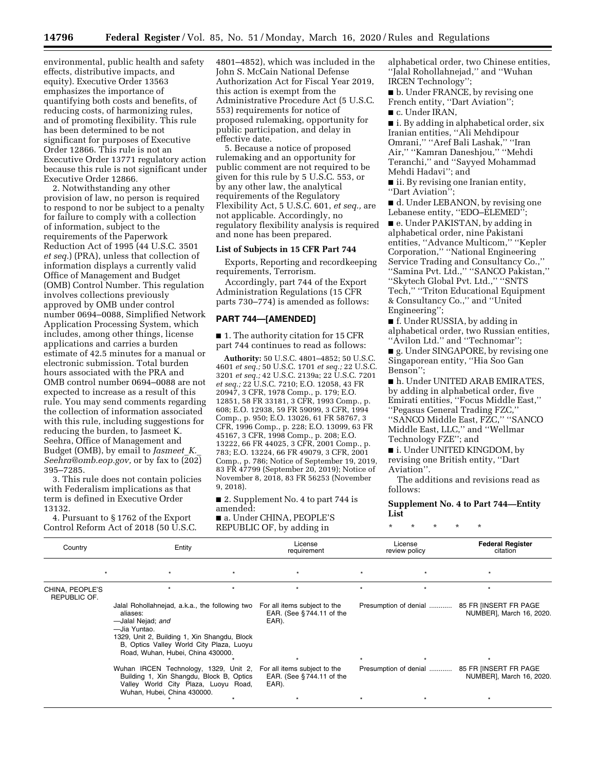environmental, public health and safety effects, distributive impacts, and equity). Executive Order 13563 emphasizes the importance of quantifying both costs and benefits, of reducing costs, of harmonizing rules, and of promoting flexibility. This rule has been determined to be not significant for purposes of Executive Order 12866. This rule is not an Executive Order 13771 regulatory action because this rule is not significant under Executive Order 12866.

2. Notwithstanding any other provision of law, no person is required to respond to nor be subject to a penalty for failure to comply with a collection of information, subject to the requirements of the Paperwork Reduction Act of 1995 (44 U.S.C. 3501 *et seq.*) (PRA), unless that collection of information displays a currently valid Office of Management and Budget (OMB) Control Number. This regulation involves collections previously approved by OMB under control number 0694–0088, Simplified Network Application Processing System, which includes, among other things, license applications and carries a burden estimate of 42.5 minutes for a manual or electronic submission. Total burden hours associated with the PRA and OMB control number 0694–0088 are not expected to increase as a result of this rule. You may send comments regarding the collection of information associated with this rule, including suggestions for reducing the burden, to Jasmeet K. Seehra, Office of Management and Budget (OMB), by email to *Jasmeet_K._Seehra@omb.eop.gov,* or by fax to (202) 395–7285.

3. This rule does not contain policies with Federalism implications as that term is defined in Executive Order 13132.

4. Pursuant to § 1762 of the Export Control Reform Act of 2018 (50 U.S.C. 4801–4852), which was included in the John S. McCain National Defense Authorization Act for Fiscal Year 2019, this action is exempt from the Administrative Procedure Act (5 U.S.C. 553) requirements for notice of proposed rulemaking, opportunity for public participation, and delay in effective date.

5. Because a notice of proposed rulemaking and an opportunity for public comment are not required to be given for this rule by 5 U.S.C. 553, or by any other law, the analytical requirements of the Regulatory Flexibility Act, 5 U.S.C. 601, *et seq.,* are not applicable. Accordingly, no regulatory flexibility analysis is required and none has been prepared.

### List of Subjects in 15 CFR Part 744

Exports, Reporting and recordkeeping requirements, Terrorism.

Accordingly, part 744 of the Export Administration Regulations (15 CFR parts 730–774) is amended as follows:

## PART 744—[AMENDED]

■ 1. The authority citation for 15 CFR part 744 continues to read as follows:

**Authority:** 50 U.S.C. 4801–4852; 50 U.S.C. 4601 *et seq.;* 50 U.S.C. 1701 *et seq.;* 22 U.S.C. 3201 *et seq.;* 42 U.S.C. 2139a; 22 U.S.C. 7201 *et seq.;* 22 U.S.C. 7210; E.O. 12058, 43 FR 20947, 3 CFR, 1978 Comp., p. 179; E.O. 12851, 58 FR 33181, 3 CFR, 1993 Comp., p. 608; E.O. 12938, 59 FR 59099, 3 CFR, 1994 Comp., p. 950; E.O. 13026, 61 FR 58767, 3 CFR, 1996 Comp., p. 228; E.O. 13099, 63 FR 45167, 3 CFR, 1998 Comp., p. 208; E.O. 13222, 66 FR 44025, 3 CFR, 2001 Comp., p. 783; E.O. 13224, 66 FR 49079, 3 CFR, 2001 Comp., p. 786; Notice of September 19, 2019, 83 FR 47799 (September 20, 2019); Notice of November 8, 2018, 83 FR 56253 (November 9, 2018).

■ 2. Supplement No. 4 to part 744 is amended:

■ a. Under CHINA, PEOPLE'S REPUBLIC OF, by adding in alphabetical order, two Chinese entities, ''Jalal Rohollahnejad,'' and ''Wuhan IRCEN Technology'';

■ b. Under FRANCE, by revising one French entity, ''Dart Aviation'';

■ c. Under IRAN,

■ i. By adding in alphabetical order, six Iranian entities, ''Ali Mehdipour Omrani,'' ''Aref Bali Lashak,'' ''Iran Air,'' ''Kamran Daneshjou,'' ''Mehdi Teranchi,'' and ''Sayyed Mohammad Mehdi Hadavi''; and

■ ii. By revising one Iranian entity, ''Dart Aviation'';

■ d. Under LEBANON, by revising one Lebanese entity, ''EDO–ELEMED'';

■ e. Under PAKISTAN, by adding in alphabetical order, nine Pakistani entities, ''Advance Multicom,'' ''Kepler Corporation,'' ''National Engineering Service Trading and Consultancy Co.,'' ''Samina Pvt. Ltd.,'' ''SANCO Pakistan,'' ''Skytech Global Pvt. Ltd.,'' ''SNTS Tech,'' ''Triton Educational Equipment & Consultancy Co.,'' and ''United Engineering'';

■ f. Under RUSSIA, by adding in alphabetical order, two Russian entities, ''Avilon Ltd.'' and ''Technomar'';

■ g. Under SINGAPORE, by revising one Singaporean entity, ''Hia Soo Gan Benson'';

■ h. Under UNITED ARAB EMIRATES, by adding in alphabetical order, five Emirati entities, ''Focus Middle East,'' ''Pegasus General Trading FZC,'' ''SANCO Middle East, FZC,'' ''SANCO Middle East, LLC,'' and ''Wellmar Technology FZE''; and

■ i. Under UNITED KINGDOM, by revising one British entity, ''Dart Aviation''.

The additions and revisions read as follows:

### Supplement No. 4 to Part 744—Entity List

\* \* \* \* \*

| Country | Entity | License requirement | License review policy | Federal Register citation |
|---|---|---|---|---|
| \* | \* | \* | \* | \* |
| CHINA, PEOPLE'S REPUBLIC OF. | \* | \* | \* | \* |
| | Jalal Rohollahnejad, a.k.a., the following two aliases:<br>—Jalal Nejad; *and*<br>—Jia Yuntao.<br>1329, Unit 2, Building 1, Xin Shangdu, Block B, Optics Valley World City Plaza, Luoyu Road, Wuhan, Hubei, China 430000. | For all items subject to the EAR. (See § 744.11 of the EAR). | Presumption of denial | 85 FR [INSERT FR PAGE NUMBER], March 16, 2020. |
| | \* | \* | \* | \* |
| | Wuhan IRCEN Technology, 1329, Unit 2, Building 1, Xin Shangdu, Block B, Optics Valley World City Plaza, Luoyu Road, Wuhan, Hubei, China 430000. | For all items subject to the EAR. (See § 744.11 of the EAR). | Presumption of denial | 85 FR [INSERT FR PAGE NUMBER], March 16, 2020. |
| | \* | \* | \* | \* |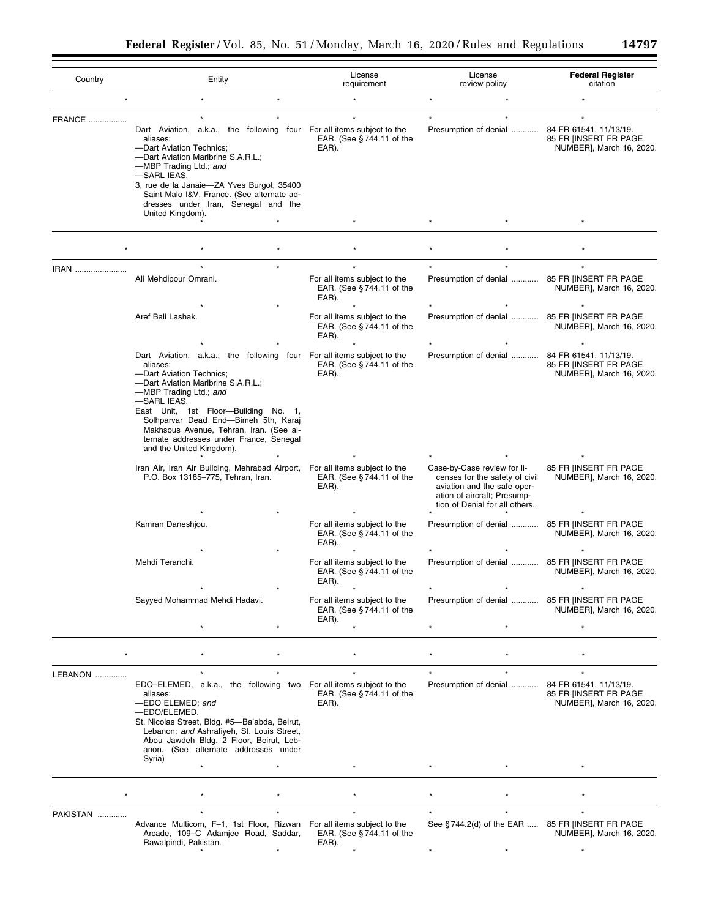| Country | Entity | License requirement | License review policy | Federal Register citation |
|---|---|---|---|---|
| * | * * | * | * * | * |
| FRANCE | * * | * | * * | * |
| | Dart Aviation, a.k.a., the following four aliases:<br>—Dart Aviation Technics;<br>—Dart Aviation Marlbrine S.A.R.L.;<br>—MBP Trading Ltd.; *and*<br>—SARL IEAS.<br>3, rue de la Janaie—ZA Yves Burgot, 35400 Saint Malo I&V, France. (See alternate addresses under Iran, Senegal and the United Kingdom). | For all items subject to the EAR. (See § 744.11 of the EAR). | Presumption of denial | 84 FR 61541, 11/13/19. 85 FR [INSERT FR PAGE NUMBER], March 16, 2020. |
| | * * | * | * * | * |
| * | * * | * | * * | * |
| IRAN | * * | * | * * | * |
| | Ali Mehdipour Omrani. | For all items subject to the EAR. (See § 744.11 of the EAR). | Presumption of denial | 85 FR [INSERT FR PAGE NUMBER], March 16, 2020. |
| | * * | * | * * | * |
| | Aref Bali Lashak. | For all items subject to the EAR. (See § 744.11 of the EAR). | Presumption of denial | 85 FR [INSERT FR PAGE NUMBER], March 16, 2020. |
| | * * | * | * * | * |
| | Dart Aviation, a.k.a., the following four aliases:<br>—Dart Aviation Technics;<br>—Dart Aviation Marlbrine S.A.R.L.;<br>—MBP Trading Ltd.; *and*<br>—SARL IEAS.<br>East Unit, 1st Floor—Building No. 1, Solhparvar Dead End—Bimeh 5th, Karaj Makhsous Avenue, Tehran, Iran. (See alternate addresses under France, Senegal and the United Kingdom). | For all items subject to the EAR. (See § 744.11 of the EAR). | Presumption of denial | 84 FR 61541, 11/13/19. 85 FR [INSERT FR PAGE NUMBER], March 16, 2020. |
| | * * | * | * * | * |
| | Iran Air, Iran Air Building, Mehrabad Airport, P.O. Box 13185–775, Tehran, Iran. | For all items subject to the EAR. (See § 744.11 of the EAR). | Case-by-Case review for licenses for the safety of civil aviation and the safe operation of aircraft; Presumption of Denial for all others. | 85 FR [INSERT FR PAGE NUMBER], March 16, 2020. |
| | * * | * | * * | * |
| | Kamran Daneshjou. | For all items subject to the EAR. (See § 744.11 of the EAR). | Presumption of denial | 85 FR [INSERT FR PAGE NUMBER], March 16, 2020. |
| | * * | * | * * | * |
| | Mehdi Teranchi. | For all items subject to the EAR. (See § 744.11 of the EAR). | Presumption of denial | 85 FR [INSERT FR PAGE NUMBER], March 16, 2020. |
| | * * | * | * * | * |
| | Sayyed Mohammad Mehdi Hadavi. | For all items subject to the EAR. (See § 744.11 of the EAR). | Presumption of denial | 85 FR [INSERT FR PAGE NUMBER], March 16, 2020. |
| | * * | * | * * | * |
| * | * * | * | * * | * |
| LEBANON | * * | * | * * | * |
| | EDO–ELEMED, a.k.a., the following two aliases:<br>—EDO ELEMED; *and*<br>—EDO/ELEMED.<br>St. Nicolas Street, Bldg. #5—Ba'abda, Beirut, Lebanon; *and* Ashrafiyeh, St. Louis Street, Abou Jawdeh Bldg. 2 Floor, Beirut, Lebanon. (See alternate addresses under Syria) | For all items subject to the EAR. (See § 744.11 of the EAR). | Presumption of denial | 84 FR 61541, 11/13/19. 85 FR [INSERT FR PAGE NUMBER], March 16, 2020. |
| | * * | * | * * | * |
| * | * * | * | * * | * |
| PAKISTAN | * * | * | * * | * |
| | Advance Multicom, F–1, 1st Floor, Rizwan Arcade, 109–C Adamjee Road, Saddar, Rawalpindi, Pakistan. | For all items subject to the EAR. (See § 744.11 of the EAR). | See § 744.2(d) of the EAR | 85 FR [INSERT FR PAGE NUMBER], March 16, 2020. |
| | * * | * | * * | * |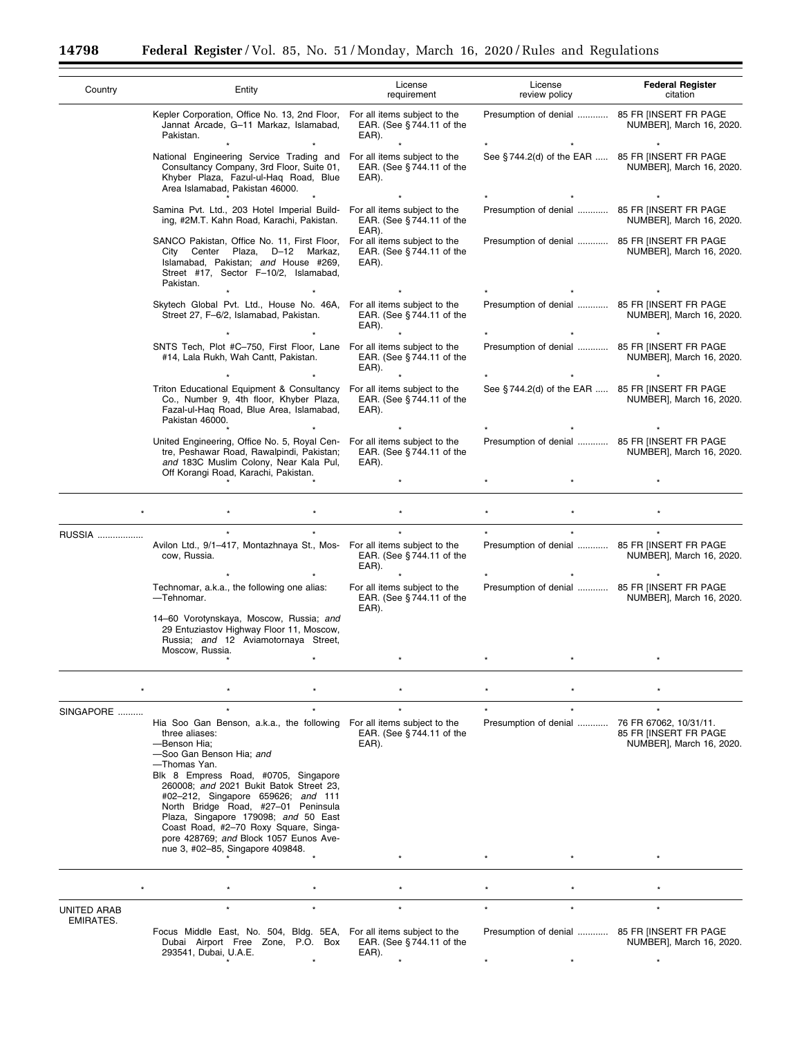| Country | Entity | License requirement | License review policy | **Federal Register** citation |
|---|---|---|---|---|
| | Kepler Corporation, Office No. 13, 2nd Floor, Jannat Arcade, G–11 Markaz, Islamabad, Pakistan. | For all items subject to the EAR. (See § 744.11 of the EAR). | Presumption of denial | 85 FR [INSERT FR PAGE NUMBER], March 16, 2020. |
| | * * * * * * * | | | |
| | National Engineering Service Trading and Consultancy Company, 3rd Floor, Suite 01, Khyber Plaza, Fazul-ul-Haq Road, Blue Area Islamabad, Pakistan 46000. | For all items subject to the EAR. (See § 744.11 of the EAR). | See § 744.2(d) of the EAR | 85 FR [INSERT FR PAGE NUMBER], March 16, 2020. |
| | * * * * * * * | | | |
| | Samina Pvt. Ltd., 203 Hotel Imperial Building, #2M.T. Kahn Road, Karachi, Pakistan. | For all items subject to the EAR. (See § 744.11 of the EAR). | Presumption of denial | 85 FR [INSERT FR PAGE NUMBER], March 16, 2020. |
| | SANCO Pakistan, Office No. 11, First Floor, City Center Plaza, D–12 Markaz, Islamabad, Pakistan; *and* House #269, Street #17, Sector F–10/2, Islamabad, Pakistan. | For all items subject to the EAR. (See § 744.11 of the EAR). | Presumption of denial | 85 FR [INSERT FR PAGE NUMBER], March 16, 2020. |
| | * * * * * * * | | | |
| | Skytech Global Pvt. Ltd., House No. 46A, Street 27, F–6/2, Islamabad, Pakistan. | For all items subject to the EAR. (See § 744.11 of the EAR). | Presumption of denial | 85 FR [INSERT FR PAGE NUMBER], March 16, 2020. |
| | * * * * * * * | | | |
| | SNTS Tech, Plot #C–750, First Floor, Lane #14, Lala Rukh, Wah Cantt, Pakistan. | For all items subject to the EAR. (See § 744.11 of the EAR). | Presumption of denial | 85 FR [INSERT FR PAGE NUMBER], March 16, 2020. |
| | * * * * * * * | | | |
| | Triton Educational Equipment & Consultancy Co., Number 9, 4th floor, Khyber Plaza, Fazal-ul-Haq Road, Blue Area, Islamabad, Pakistan 46000. | For all items subject to the EAR. (See § 744.11 of the EAR). | See § 744.2(d) of the EAR | 85 FR [INSERT FR PAGE NUMBER], March 16, 2020. |
| | * * * * * * * | | | |
| | United Engineering, Office No. 5, Royal Centre, Peshawar Road, Rawalpindi, Pakistan; *and* 183C Muslim Colony, Near Kala Pul, Off Korangi Road, Karachi, Pakistan. | For all items subject to the EAR. (See § 744.11 of the EAR). | Presumption of denial | 85 FR [INSERT FR PAGE NUMBER], March 16, 2020. |
| | * * * * * * * | | | |
| * | * * * * * * | | | |
| RUSSIA | * * * * * * * | | | |
| | Avilon Ltd., 9/1–417, Montazhnaya St., Moscow, Russia. | For all items subject to the EAR. (See § 744.11 of the EAR). | Presumption of denial | 85 FR [INSERT FR PAGE NUMBER], March 16, 2020. |
| | * * * * * * * | | | |
| | Technomar, a.k.a., the following one alias: —Tehnomar. 14–60 Vorotynskaya, Moscow, Russia; *and* 29 Entuziastov Highway Floor 11, Moscow, Russia; *and* 12 Aviamotornaya Street, Moscow, Russia. | For all items subject to the EAR. (See § 744.11 of the EAR). | Presumption of denial | 85 FR [INSERT FR PAGE NUMBER], March 16, 2020. |
| | * * * * * * * | | | |
| * | * * * * * * | | | |
| SINGAPORE | * * * * * * * | | | |
| | Hia Soo Gan Benson, a.k.a., the following three aliases: —Benson Hia; —Soo Gan Benson Hia; *and* —Thomas Yan. Blk 8 Empress Road, #0705, Singapore 260008; *and* 2021 Bukit Batok Street 23, #02–212, Singapore 659626; *and* 111 North Bridge Road, #27–01 Peninsula Plaza, Singapore 179098; *and* 50 East Coast Road, #2–70 Roxy Square, Singapore 428769; *and* Block 1057 Eunos Avenue 3, #02–85, Singapore 409848. | For all items subject to the EAR. (See § 744.11 of the EAR). | Presumption of denial | 76 FR 67062, 10/31/11. 85 FR [INSERT FR PAGE NUMBER], March 16, 2020. |
| | * * * * * * * | | | |
| * | * * * * * * | | | |
| UNITED ARAB EMIRATES. | * * * * * * * | | | |
| | Focus Middle East, No. 504, Bldg. 5EA, Dubai Airport Free Zone, P.O. Box 293541, Dubai, U.A.E. | For all items subject to the EAR. (See § 744.11 of the EAR). | Presumption of denial | 85 FR [INSERT FR PAGE NUMBER], March 16, 2020. |
| | * * * * * * * | | | |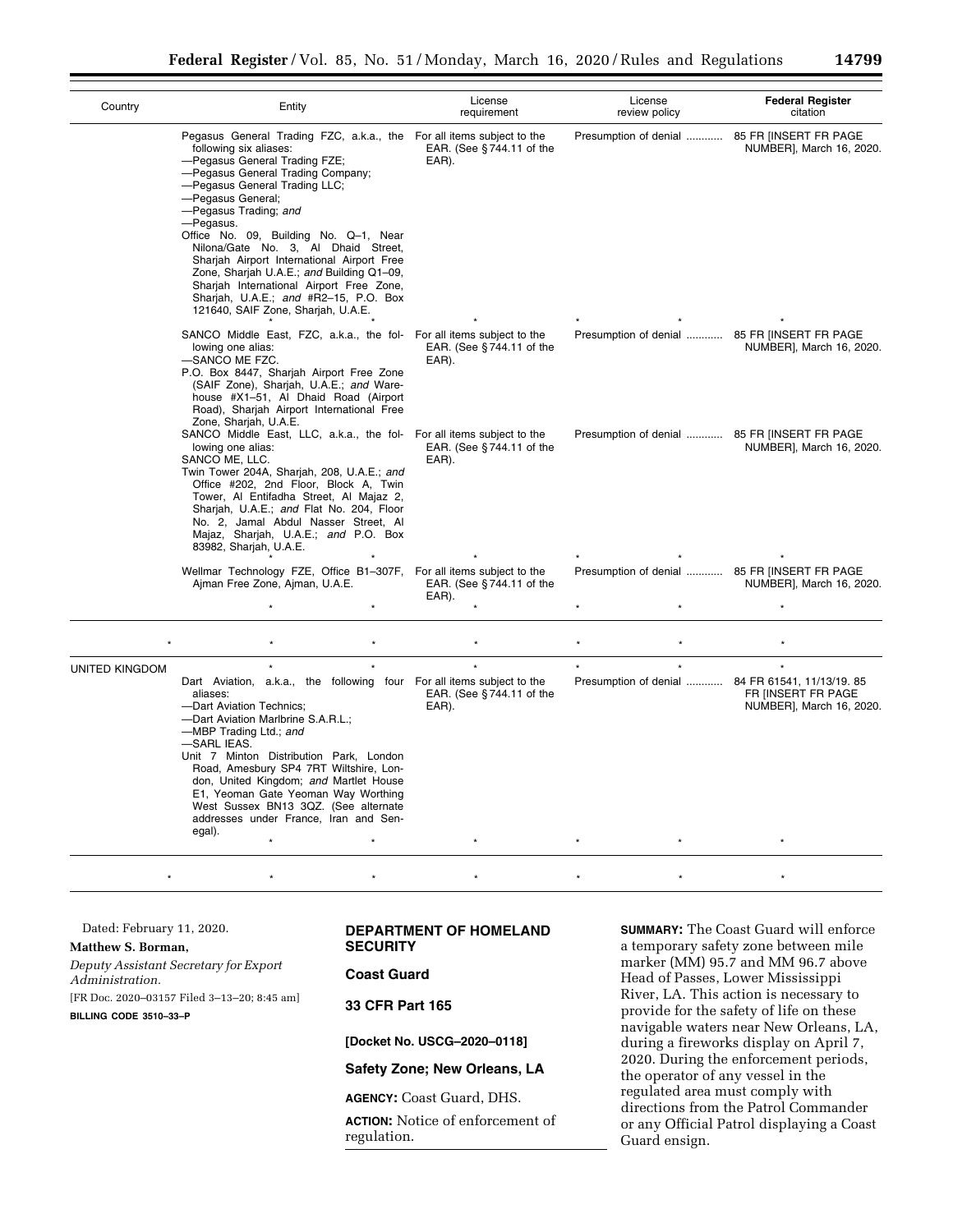| Country | Entity | License requirement | License review policy | **Federal Register** citation |
|---|---|---|---|---|
| | Pegasus General Trading FZC, a.k.a., the following six aliases:<br>—Pegasus General Trading FZE;<br>—Pegasus General Trading Company;<br>—Pegasus General Trading LLC;<br>—Pegasus General;<br>—Pegasus Trading; *and*<br>—Pegasus.<br>Office No. 09, Building No. Q–1, Near Nilona/Gate No. 3, Al Dhaid Street, Sharjah Airport International Airport Free Zone, Sharjah U.A.E.; *and* Building Q1–09, Sharjah International Airport Free Zone, Sharjah, U.A.E.; *and* #R2–15, P.O. Box 121640, SAIF Zone, Sharjah, U.A.E. | For all items subject to the EAR. (See § 744.11 of the EAR). | Presumption of denial | 85 FR [INSERT FR PAGE NUMBER], March 16, 2020. |
| * | * | * | * | * |
| | SANCO Middle East, FZC, a.k.a., the following one alias:<br>—SANCO ME FZC.<br>P.O. Box 8447, Sharjah Airport Free Zone (SAIF Zone), Sharjah, U.A.E.; *and* Warehouse #X1–51, Al Dhaid Road (Airport Road), Sharjah Airport International Free Zone, Sharjah, U.A.E. | For all items subject to the EAR. (See § 744.11 of the EAR). | Presumption of denial | 85 FR [INSERT FR PAGE NUMBER], March 16, 2020. |
| | SANCO Middle East, LLC, a.k.a., the following one alias:<br>SANCO ME, LLC.<br>Twin Tower 204A, Sharjah, 208, U.A.E.; *and* Office #202, 2nd Floor, Block A, Twin Tower, Al Entifadha Street, Al Majaz 2, Sharjah, U.A.E.; *and* Flat No. 204, Floor No. 2, Jamal Abdul Nasser Street, Al Majaz, Sharjah, U.A.E.; *and* P.O. Box 83982, Sharjah, U.A.E. | For all items subject to the EAR. (See § 744.11 of the EAR). | Presumption of denial | 85 FR [INSERT FR PAGE NUMBER], March 16, 2020. |
| * | * | * | * | * |
| | Wellmar Technology FZE, Office B1–307F, Ajman Free Zone, Ajman, U.A.E. | For all items subject to the EAR. (See § 744.11 of the EAR). | Presumption of denial | 85 FR [INSERT FR PAGE NUMBER], March 16, 2020. |
| * | * | * | * | * |
| * | * | * | * | * |
| UNITED KINGDOM | * | * | * | * |
| | Dart Aviation, a.k.a., the following four aliases:<br>—Dart Aviation Technics;<br>—Dart Aviation Marlbrine S.A.R.L.;<br>—MBP Trading Ltd.; *and*<br>—SARL IEAS.<br>Unit 7 Minton Distribution Park, London Road, Amesbury SP4 7RT Wiltshire, London, United Kingdom; *and* Martlet House E1, Yeoman Gate Yeoman Way Worthing West Sussex BN13 3QZ. (See alternate addresses under France, Iran and Senegal). | For all items subject to the EAR. (See § 744.11 of the EAR). | Presumption of denial | 84 FR 61541, 11/13/19. 85 FR [INSERT FR PAGE NUMBER], March 16, 2020. |
| * | * | * | * | * |
| * | * | * | * | * |

Dated: February 11, 2020.

**Matthew S. Borman,**

*Deputy Assistant Secretary for Export Administration.*

[FR Doc. 2020–03157 Filed 3–13–20; 8:45 am]

**BILLING CODE 3510–33–P**

## DEPARTMENT OF HOMELAND SECURITY

### Coast Guard

### 33 CFR Part 165

**[Docket No. USCG–2020–0118]**

### Safety Zone; New Orleans, LA

**AGENCY:** Coast Guard, DHS.

**ACTION:** Notice of enforcement of regulation.

**SUMMARY:** The Coast Guard will enforce a temporary safety zone between mile marker (MM) 95.7 and MM 96.7 above Head of Passes, Lower Mississippi River, LA. This action is necessary to provide for the safety of life on these navigable waters near New Orleans, LA, during a fireworks display on April 7, 2020. During the enforcement periods, the operator of any vessel in the regulated area must comply with directions from the Patrol Commander or any Official Patrol displaying a Coast Guard ensign.